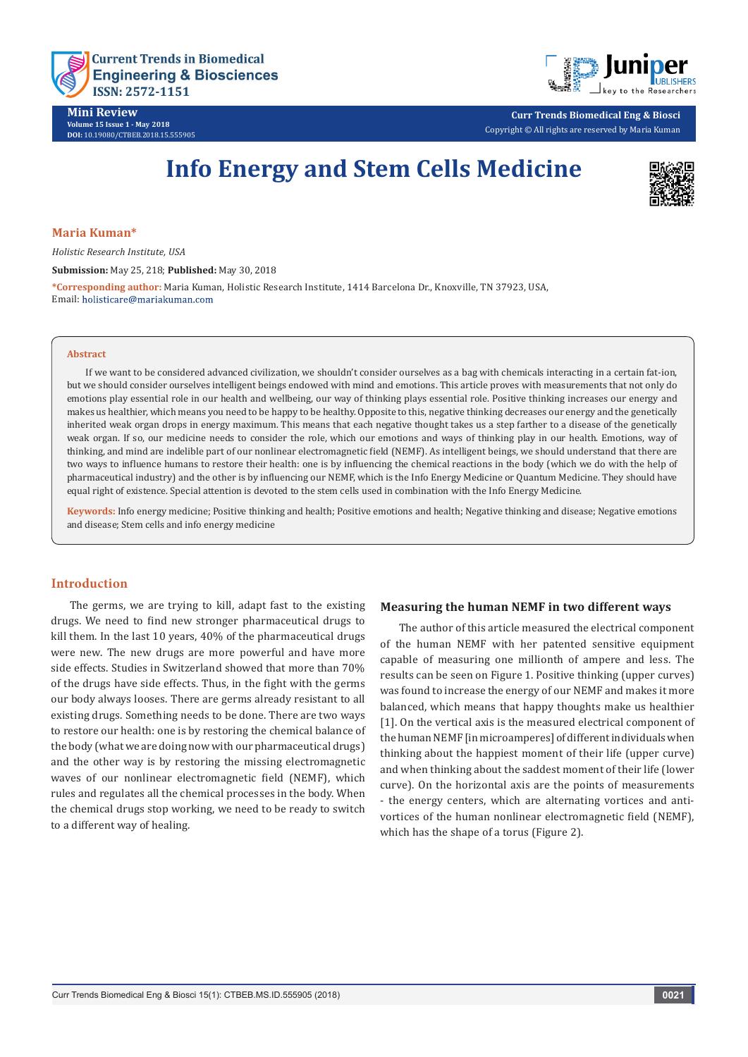Mini Review
Volume 15 Issue 1 - May 2018
DOI: 10.19080/CTBEB.2018.15.555905

Curr Trends Biomedical Eng & Biosci
Copyright © All rights are reserved by Maria Kuman

# Info Energy and Stem Cells Medicine

**Maria Kuman***

*Holistic Research Institute, USA*

**Submission:** May 25, 218; **Published:** May 30, 2018

***Corresponding author:** Maria Kuman, Holistic Research Institute, 1414 Barcelona Dr., Knoxville, TN 37923, USA, Email: holisticare@mariakuman.com

## Abstract

If we want to be considered advanced civilization, we shouldn't consider ourselves as a bag with chemicals interacting in a certain fat-ion, but we should consider ourselves intelligent beings endowed with mind and emotions. This article proves with measurements that not only do emotions play essential role in our health and wellbeing, our way of thinking plays essential role. Positive thinking increases our energy and makes us healthier, which means you need to be happy to be healthy. Opposite to this, negative thinking decreases our energy and the genetically inherited weak organ drops in energy maximum. This means that each negative thought takes us a step farther to a disease of the genetically weak organ. If so, our medicine needs to consider the role, which our emotions and ways of thinking play in our health. Emotions, way of thinking, and mind are indelible part of our nonlinear electromagnetic field (NEMF). As intelligent beings, we should understand that there are two ways to influence humans to restore their health: one is by influencing the chemical reactions in the body (which we do with the help of pharmaceutical industry) and the other is by influencing our NEMF, which is the Info Energy Medicine or Quantum Medicine. They should have equal right of existence. Special attention is devoted to the stem cells used in combination with the Info Energy Medicine.

**Keywords:** Info energy medicine; Positive thinking and health; Positive emotions and health; Negative thinking and disease; Negative emotions and disease; Stem cells and info energy medicine

## Introduction

The germs, we are trying to kill, adapt fast to the existing drugs. We need to find new stronger pharmaceutical drugs to kill them. In the last 10 years, 40% of the pharmaceutical drugs were new. The new drugs are more powerful and have more side effects. Studies in Switzerland showed that more than 70% of the drugs have side effects. Thus, in the fight with the germs our body always looses. There are germs already resistant to all existing drugs. Something needs to be done. There are two ways to restore our health: one is by restoring the chemical balance of the body (what we are doing now with our pharmaceutical drugs) and the other way is by restoring the missing electromagnetic waves of our nonlinear electromagnetic field (NEMF), which rules and regulates all the chemical processes in the body. When the chemical drugs stop working, we need to be ready to switch to a different way of healing.

### Measuring the human NEMF in two different ways

The author of this article measured the electrical component of the human NEMF with her patented sensitive equipment capable of measuring one millionth of ampere and less. The results can be seen on Figure 1. Positive thinking (upper curves) was found to increase the energy of our NEMF and makes it more balanced, which means that happy thoughts make us healthier [1]. On the vertical axis is the measured electrical component of the human NEMF [in microamperes] of different individuals when thinking about the happiest moment of their life (upper curve) and when thinking about the saddest moment of their life (lower curve). On the horizontal axis are the points of measurements - the energy centers, which are alternating vortices and anti-vortices of the human nonlinear electromagnetic field (NEMF), which has the shape of a torus (Figure 2).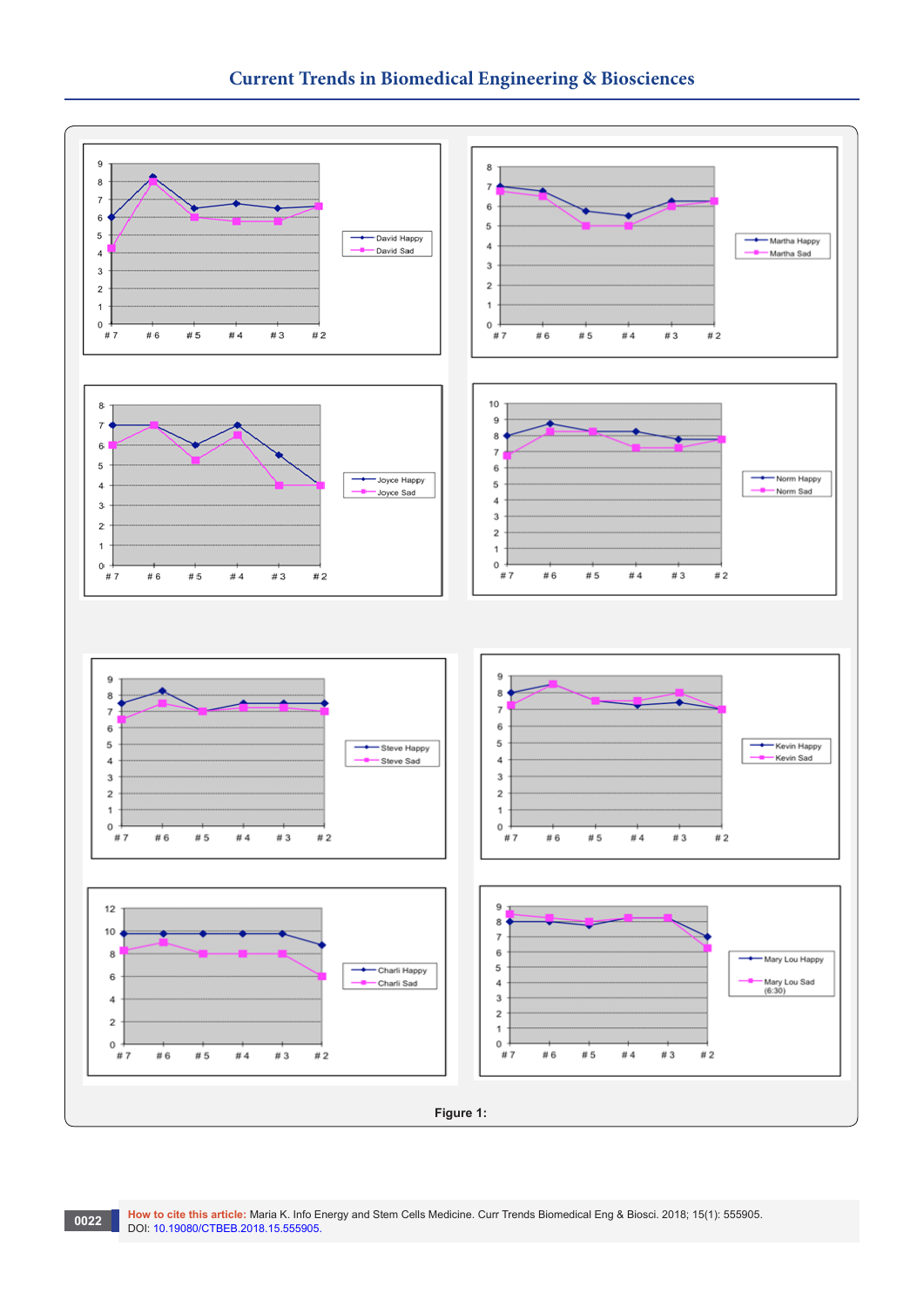Figure 1: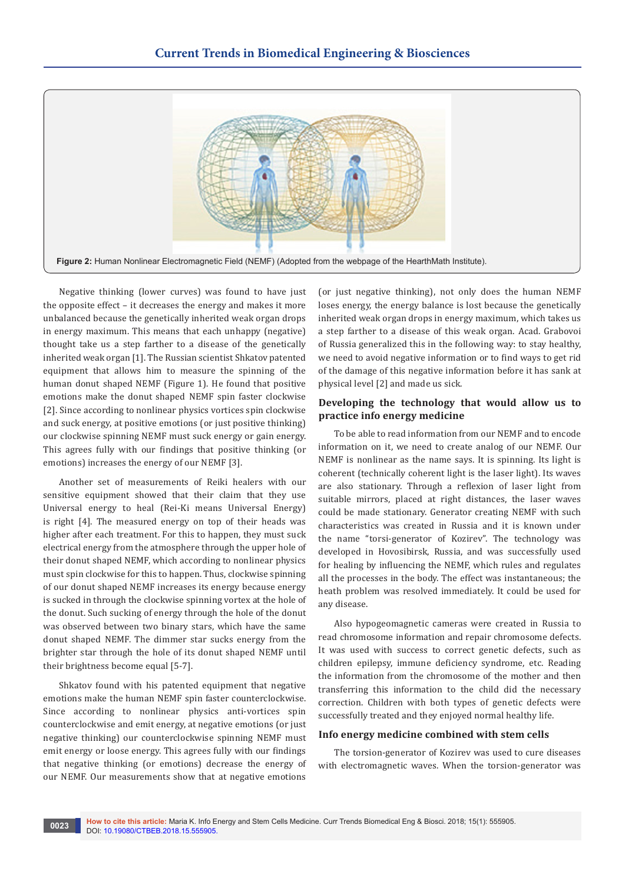Figure 2: Human Nonlinear Electromagnetic Field (NEMF) (Adopted from the webpage of the HearthMath Institute).

Negative thinking (lower curves) was found to have just the opposite effect – it decreases the energy and makes it more unbalanced because the genetically inherited weak organ drops in energy maximum. This means that each unhappy (negative) thought take us a step farther to a disease of the genetically inherited weak organ [1]. The Russian scientist Shkatov patented equipment that allows him to measure the spinning of the human donut shaped NEMF (Figure 1). He found that positive emotions make the donut shaped NEMF spin faster clockwise [2]. Since according to nonlinear physics vortices spin clockwise and suck energy, at positive emotions (or just positive thinking) our clockwise spinning NEMF must suck energy or gain energy. This agrees fully with our findings that positive thinking (or emotions) increases the energy of our NEMF [3].

Another set of measurements of Reiki healers with our sensitive equipment showed that their claim that they use Universal energy to heal (Rei-Ki means Universal Energy) is right [4]. The measured energy on top of their heads was higher after each treatment. For this to happen, they must suck electrical energy from the atmosphere through the upper hole of their donut shaped NEMF, which according to nonlinear physics must spin clockwise for this to happen. Thus, clockwise spinning of our donut shaped NEMF increases its energy because energy is sucked in through the clockwise spinning vortex at the hole of the donut. Such sucking of energy through the hole of the donut was observed between two binary stars, which have the same donut shaped NEMF. The dimmer star sucks energy from the brighter star through the hole of its donut shaped NEMF until their brightness become equal [5-7].

Shkatov found with his patented equipment that negative emotions make the human NEMF spin faster counterclockwise. Since according to nonlinear physics anti-vortices spin counterclockwise and emit energy, at negative emotions (or just negative thinking) our counterclockwise spinning NEMF must emit energy or loose energy. This agrees fully with our findings that negative thinking (or emotions) decrease the energy of our NEMF. Our measurements show that at negative emotions (or just negative thinking), not only does the human NEMF loses energy, the energy balance is lost because the genetically inherited weak organ drops in energy maximum, which takes us a step farther to a disease of this weak organ. Acad. Grabovoi of Russia generalized this in the following way: to stay healthy, we need to avoid negative information or to find ways to get rid of the damage of this negative information before it has sank at physical level [2] and made us sick.

## Developing the technology that would allow us to practice info energy medicine

To be able to read information from our NEMF and to encode information on it, we need to create analog of our NEMF. Our NEMF is nonlinear as the name says. It is spinning. Its light is coherent (technically coherent light is the laser light). Its waves are also stationary. Through a reflexion of laser light from suitable mirrors, placed at right distances, the laser waves could be made stationary. Generator creating NEMF with such characteristics was created in Russia and it is known under the name "torsi-generator of Kozirev". The technology was developed in Hovosibirsk, Russia, and was successfully used for healing by influencing the NEMF, which rules and regulates all the processes in the body. The effect was instantaneous; the heath problem was resolved immediately. It could be used for any disease.

Also hypogeomagnetic cameras were created in Russia to read chromosome information and repair chromosome defects. It was used with success to correct genetic defects, such as children epilepsy, immune deficiency syndrome, etc. Reading the information from the chromosome of the mother and then transferring this information to the child did the necessary correction. Children with both types of genetic defects were successfully treated and they enjoyed normal healthy life.

## Info energy medicine combined with stem cells

The torsion-generator of Kozirev was used to cure diseases with electromagnetic waves. When the torsion-generator was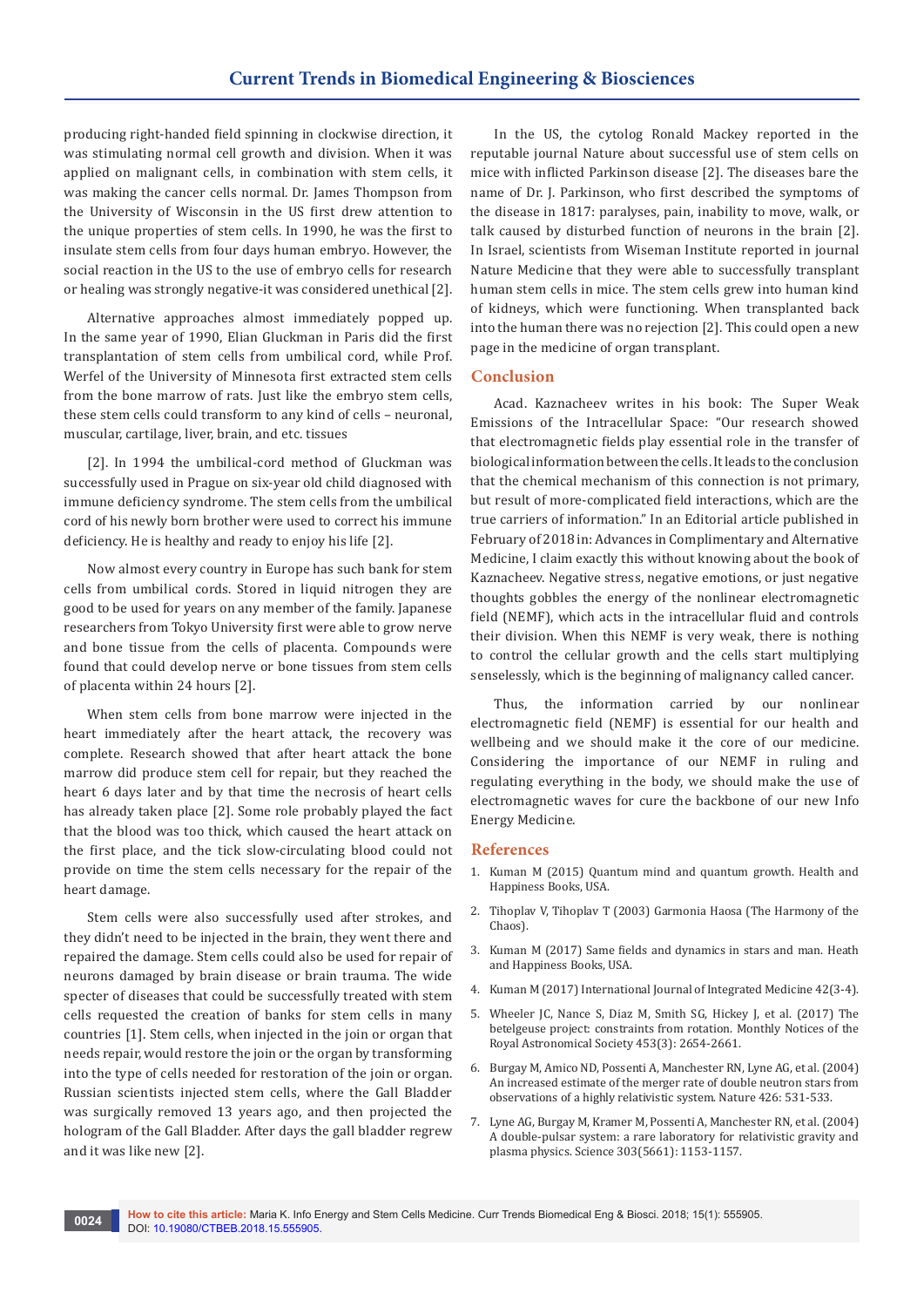producing right-handed field spinning in clockwise direction, it was stimulating normal cell growth and division. When it was applied on malignant cells, in combination with stem cells, it was making the cancer cells normal. Dr. James Thompson from the University of Wisconsin in the US first drew attention to the unique properties of stem cells. In 1990, he was the first to insulate stem cells from four days human embryo. However, the social reaction in the US to the use of embryo cells for research or healing was strongly negative-it was considered unethical [2].

Alternative approaches almost immediately popped up. In the same year of 1990, Elian Gluckman in Paris did the first transplantation of stem cells from umbilical cord, while Prof. Werfel of the University of Minnesota first extracted stem cells from the bone marrow of rats. Just like the embryo stem cells, these stem cells could transform to any kind of cells – neuronal, muscular, cartilage, liver, brain, and etc. tissues

[2]. In 1994 the umbilical-cord method of Gluckman was successfully used in Prague on six-year old child diagnosed with immune deficiency syndrome. The stem cells from the umbilical cord of his newly born brother were used to correct his immune deficiency. He is healthy and ready to enjoy his life [2].

Now almost every country in Europe has such bank for stem cells from umbilical cords. Stored in liquid nitrogen they are good to be used for years on any member of the family. Japanese researchers from Tokyo University first were able to grow nerve and bone tissue from the cells of placenta. Compounds were found that could develop nerve or bone tissues from stem cells of placenta within 24 hours [2].

When stem cells from bone marrow were injected in the heart immediately after the heart attack, the recovery was complete. Research showed that after heart attack the bone marrow did produce stem cell for repair, but they reached the heart 6 days later and by that time the necrosis of heart cells has already taken place [2]. Some role probably played the fact that the blood was too thick, which caused the heart attack on the first place, and the tick slow-circulating blood could not provide on time the stem cells necessary for the repair of the heart damage.

Stem cells were also successfully used after strokes, and they didn't need to be injected in the brain, they went there and repaired the damage. Stem cells could also be used for repair of neurons damaged by brain disease or brain trauma. The wide specter of diseases that could be successfully treated with stem cells requested the creation of banks for stem cells in many countries [1]. Stem cells, when injected in the join or organ that needs repair, would restore the join or the organ by transforming into the type of cells needed for restoration of the join or organ. Russian scientists injected stem cells, where the Gall Bladder was surgically removed 13 years ago, and then projected the hologram of the Gall Bladder. After days the gall bladder regrew and it was like new [2].

In the US, the cytolog Ronald Mackey reported in the reputable journal Nature about successful use of stem cells on mice with inflicted Parkinson disease [2]. The diseases bare the name of Dr. J. Parkinson, who first described the symptoms of the disease in 1817: paralyses, pain, inability to move, walk, or talk caused by disturbed function of neurons in the brain [2]. In Israel, scientists from Wiseman Institute reported in journal Nature Medicine that they were able to successfully transplant human stem cells in mice. The stem cells grew into human kind of kidneys, which were functioning. When transplanted back into the human there was no rejection [2]. This could open a new page in the medicine of organ transplant.

## Conclusion

Acad. Kaznacheev writes in his book: The Super Weak Emissions of the Intracellular Space: "Our research showed that electromagnetic fields play essential role in the transfer of biological information between the cells. It leads to the conclusion that the chemical mechanism of this connection is not primary, but result of more-complicated field interactions, which are the true carriers of information." In an Editorial article published in February of 2018 in: Advances in Complimentary and Alternative Medicine, I claim exactly this without knowing about the book of Kaznacheev. Negative stress, negative emotions, or just negative thoughts gobbles the energy of the nonlinear electromagnetic field (NEMF), which acts in the intracellular fluid and controls their division. When this NEMF is very weak, there is nothing to control the cellular growth and the cells start multiplying senselessly, which is the beginning of malignancy called cancer.

Thus, the information carried by our nonlinear electromagnetic field (NEMF) is essential for our health and wellbeing and we should make it the core of our medicine. Considering the importance of our NEMF in ruling and regulating everything in the body, we should make the use of electromagnetic waves for cure the backbone of our new Info Energy Medicine.

## References

1. Kuman M (2015) Quantum mind and quantum growth. Health and Happiness Books, USA.
2. Tihoplav V, Tihoplav T (2003) Garmonia Haosa (The Harmony of the Chaos).
3. Kuman M (2017) Same fields and dynamics in stars and man. Heath and Happiness Books, USA.
4. Kuman M (2017) International Journal of Integrated Medicine 42(3-4).
5. Wheeler JC, Nance S, Diaz M, Smith SG, Hickey J, et al. (2017) The betelgeuse project: constraints from rotation. Monthly Notices of the Royal Astronomical Society 453(3): 2654-2661.
6. Burgay M, Amico ND, Possenti A, Manchester RN, Lyne AG, et al. (2004) An increased estimate of the merger rate of double neutron stars from observations of a highly relativistic system. Nature 426: 531-533.
7. Lyne AG, Burgay M, Kramer M, Possenti A, Manchester RN, et al. (2004) A double-pulsar system: a rare laboratory for relativistic gravity and plasma physics. Science 303(5661): 1153-1157.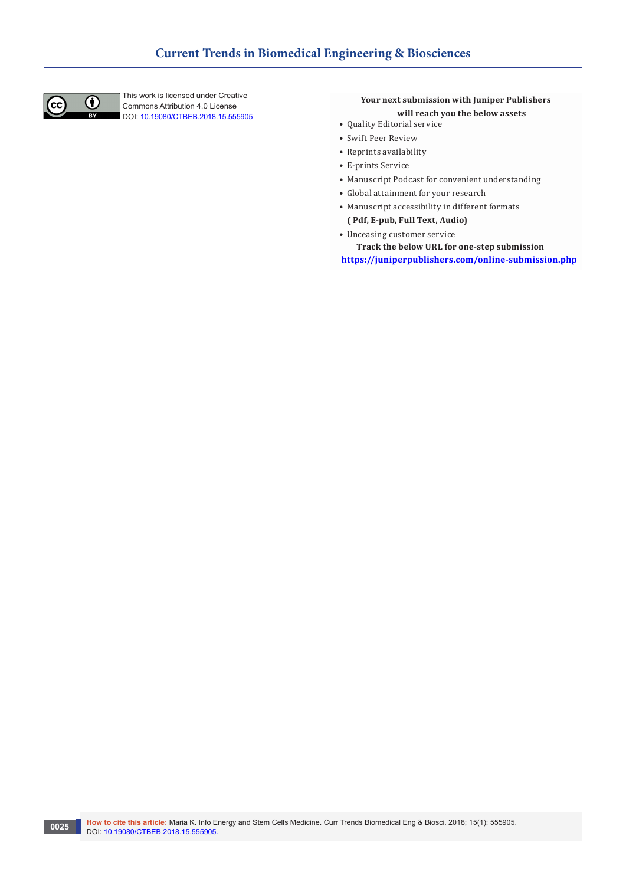This work is licensed under Creative Commons Attribution 4.0 License
DOI: 10.19080/CTBEB.2018.15.555905

**Your next submission with Juniper Publishers will reach you the below assets**

- Quality Editorial service
- Swift Peer Review
- Reprints availability
- E-prints Service
- Manuscript Podcast for convenient understanding
- Global attainment for your research
- Manuscript accessibility in different formats
  **( Pdf, E-pub, Full Text, Audio)**
- Unceasing customer service

**Track the below URL for one-step submission**
**https://juniperpublishers.com/online-submission.php**

**How to cite this article:** Maria K. Info Energy and Stem Cells Medicine. Curr Trends Biomedical Eng & Biosci. 2018; 15(1): 555905. DOI: 10.19080/CTBEB.2018.15.555905.